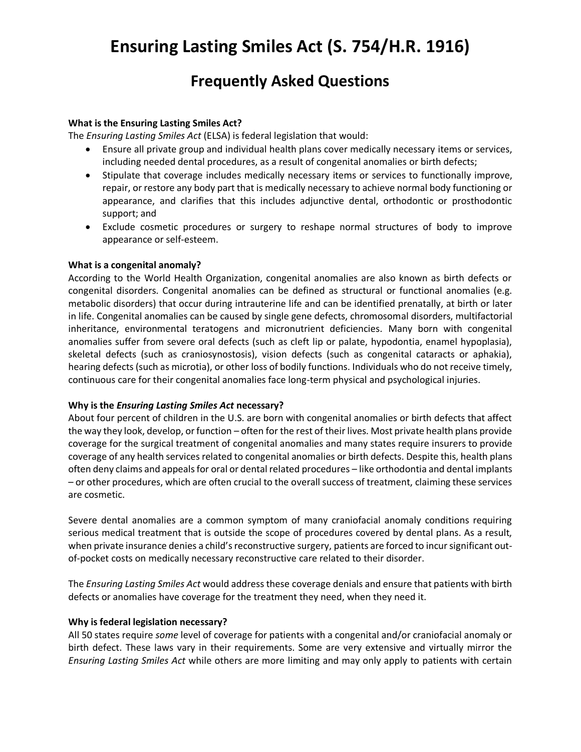# Ensuring Lasting Smiles Act (S. 754/H.R. 1916)

## Frequently Asked Questions

**What is the Ensuring Lasting Smiles Act?**

The *Ensuring Lasting Smiles Act* (ELSA) is federal legislation that would:

- Ensure all private group and individual health plans cover medically necessary items or services, including needed dental procedures, as a result of congenital anomalies or birth defects;
- Stipulate that coverage includes medically necessary items or services to functionally improve, repair, or restore any body part that is medically necessary to achieve normal body functioning or appearance, and clarifies that this includes adjunctive dental, orthodontic or prosthodontic support; and
- Exclude cosmetic procedures or surgery to reshape normal structures of body to improve appearance or self-esteem.

**What is a congenital anomaly?**

According to the World Health Organization, congenital anomalies are also known as birth defects or congenital disorders. Congenital anomalies can be defined as structural or functional anomalies (e.g. metabolic disorders) that occur during intrauterine life and can be identified prenatally, at birth or later in life. Congenital anomalies can be caused by single gene defects, chromosomal disorders, multifactorial inheritance, environmental teratogens and micronutrient deficiencies. Many born with congenital anomalies suffer from severe oral defects (such as cleft lip or palate, hypodontia, enamel hypoplasia), skeletal defects (such as craniosynostosis), vision defects (such as congenital cataracts or aphakia), hearing defects (such as microtia), or other loss of bodily functions. Individuals who do not receive timely, continuous care for their congenital anomalies face long-term physical and psychological injuries.

**Why is the *Ensuring Lasting Smiles Act* necessary?**

About four percent of children in the U.S. are born with congenital anomalies or birth defects that affect the way they look, develop, or function – often for the rest of their lives. Most private health plans provide coverage for the surgical treatment of congenital anomalies and many states require insurers to provide coverage of any health services related to congenital anomalies or birth defects. Despite this, health plans often deny claims and appeals for oral or dental related procedures – like orthodontia and dental implants – or other procedures, which are often crucial to the overall success of treatment, claiming these services are cosmetic.

Severe dental anomalies are a common symptom of many craniofacial anomaly conditions requiring serious medical treatment that is outside the scope of procedures covered by dental plans. As a result, when private insurance denies a child's reconstructive surgery, patients are forced to incur significant out-of-pocket costs on medically necessary reconstructive care related to their disorder.

The *Ensuring Lasting Smiles Act* would address these coverage denials and ensure that patients with birth defects or anomalies have coverage for the treatment they need, when they need it.

**Why is federal legislation necessary?**

All 50 states require *some* level of coverage for patients with a congenital and/or craniofacial anomaly or birth defect. These laws vary in their requirements. Some are very extensive and virtually mirror the *Ensuring Lasting Smiles Act* while others are more limiting and may only apply to patients with certain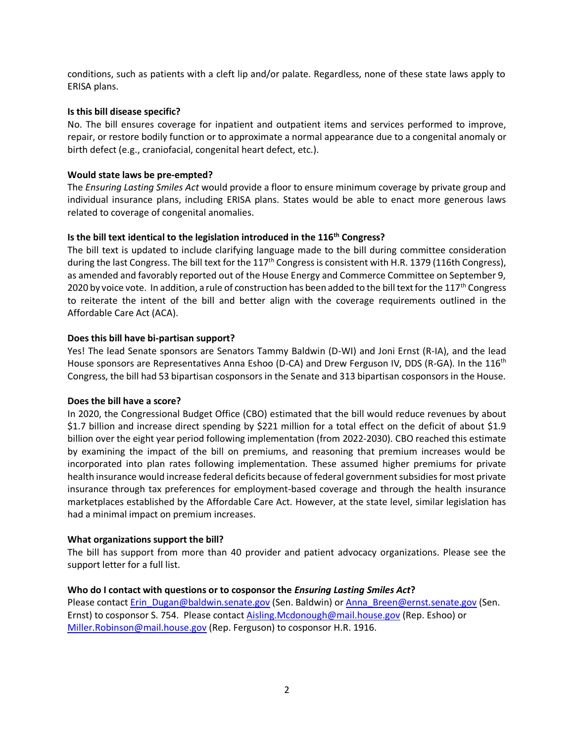conditions, such as patients with a cleft lip and/or palate. Regardless, none of these state laws apply to ERISA plans.

**Is this bill disease specific?**

No. The bill ensures coverage for inpatient and outpatient items and services performed to improve, repair, or restore bodily function or to approximate a normal appearance due to a congenital anomaly or birth defect (e.g., craniofacial, congenital heart defect, etc.).

**Would state laws be pre-empted?**

The *Ensuring Lasting Smiles Act* would provide a floor to ensure minimum coverage by private group and individual insurance plans, including ERISA plans. States would be able to enact more generous laws related to coverage of congenital anomalies.

**Is the bill text identical to the legislation introduced in the 116th Congress?**

The bill text is updated to include clarifying language made to the bill during committee consideration during the last Congress. The bill text for the 117th Congress is consistent with H.R. 1379 (116th Congress), as amended and favorably reported out of the House Energy and Commerce Committee on September 9, 2020 by voice vote. In addition, a rule of construction has been added to the bill text for the 117th Congress to reiterate the intent of the bill and better align with the coverage requirements outlined in the Affordable Care Act (ACA).

**Does this bill have bi-partisan support?**

Yes! The lead Senate sponsors are Senators Tammy Baldwin (D-WI) and Joni Ernst (R-IA), and the lead House sponsors are Representatives Anna Eshoo (D-CA) and Drew Ferguson IV, DDS (R-GA). In the 116th Congress, the bill had 53 bipartisan cosponsors in the Senate and 313 bipartisan cosponsors in the House.

**Does the bill have a score?**

In 2020, the Congressional Budget Office (CBO) estimated that the bill would reduce revenues by about $1.7 billion and increase direct spending by $221 million for a total effect on the deficit of about $1.9 billion over the eight year period following implementation (from 2022-2030). CBO reached this estimate by examining the impact of the bill on premiums, and reasoning that premium increases would be incorporated into plan rates following implementation. These assumed higher premiums for private health insurance would increase federal deficits because of federal government subsidies for most private insurance through tax preferences for employment-based coverage and through the health insurance marketplaces established by the Affordable Care Act. However, at the state level, similar legislation has had a minimal impact on premium increases.

**What organizations support the bill?**

The bill has support from more than 40 provider and patient advocacy organizations. Please see the support letter for a full list.

**Who do I contact with questions or to cosponsor the *Ensuring Lasting Smiles Act*?**

Please contact Erin_Dugan@baldwin.senate.gov (Sen. Baldwin) or Anna_Breen@ernst.senate.gov (Sen. Ernst) to cosponsor S. 754. Please contact Aisling.Mcdonough@mail.house.gov (Rep. Eshoo) or Miller.Robinson@mail.house.gov (Rep. Ferguson) to cosponsor H.R. 1916.